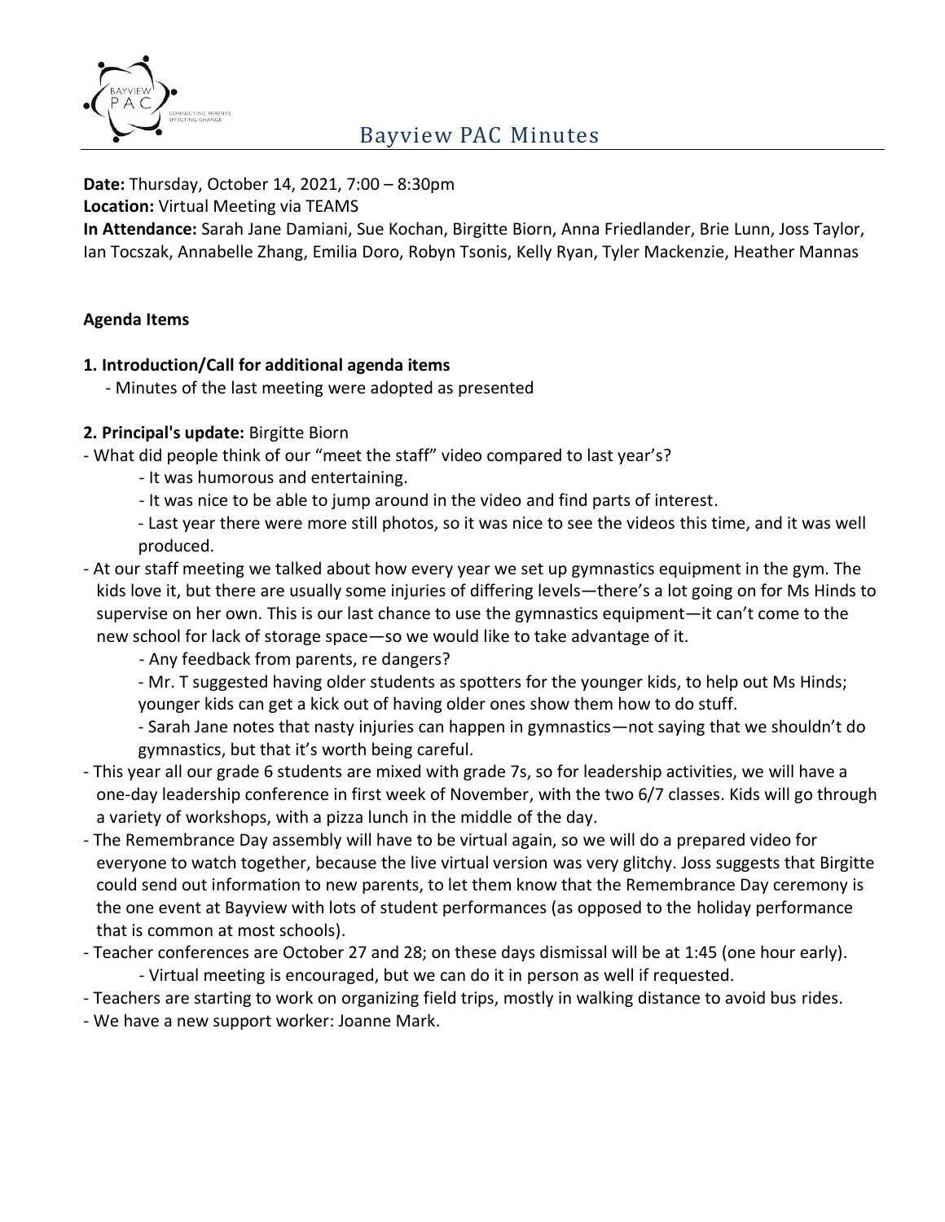# Bayview PAC Minutes

**Date:** Thursday, October 14, 2021, 7:00 – 8:30pm
**Location:** Virtual Meeting via TEAMS
**In Attendance:** Sarah Jane Damiani, Sue Kochan, Birgitte Biorn, Anna Friedlander, Brie Lunn, Joss Taylor, Ian Tocszak, Annabelle Zhang, Emilia Doro, Robyn Tsonis, Kelly Ryan, Tyler Mackenzie, Heather Mannas

## Agenda Items

### 1. Introduction/Call for additional agenda items

- Minutes of the last meeting were adopted as presented

### 2. Principal's update: Birgitte Biorn

- What did people think of our "meet the staff" video compared to last year's?
  - It was humorous and entertaining.
  - It was nice to be able to jump around in the video and find parts of interest.
  - Last year there were more still photos, so it was nice to see the videos this time, and it was well produced.
- At our staff meeting we talked about how every year we set up gymnastics equipment in the gym. The kids love it, but there are usually some injuries of differing levels—there's a lot going on for Ms Hinds to supervise on her own. This is our last chance to use the gymnastics equipment—it can't come to the new school for lack of storage space—so we would like to take advantage of it.
  - Any feedback from parents, re dangers?
  - Mr. T suggested having older students as spotters for the younger kids, to help out Ms Hinds; younger kids can get a kick out of having older ones show them how to do stuff.
  - Sarah Jane notes that nasty injuries can happen in gymnastics—not saying that we shouldn't do gymnastics, but that it's worth being careful.
- This year all our grade 6 students are mixed with grade 7s, so for leadership activities, we will have a one-day leadership conference in first week of November, with the two 6/7 classes. Kids will go through a variety of workshops, with a pizza lunch in the middle of the day.
- The Remembrance Day assembly will have to be virtual again, so we will do a prepared video for everyone to watch together, because the live virtual version was very glitchy. Joss suggests that Birgitte could send out information to new parents, to let them know that the Remembrance Day ceremony is the one event at Bayview with lots of student performances (as opposed to the holiday performance that is common at most schools).
- Teacher conferences are October 27 and 28; on these days dismissal will be at 1:45 (one hour early).
  - Virtual meeting is encouraged, but we can do it in person as well if requested.
- Teachers are starting to work on organizing field trips, mostly in walking distance to avoid bus rides.
- We have a new support worker: Joanne Mark.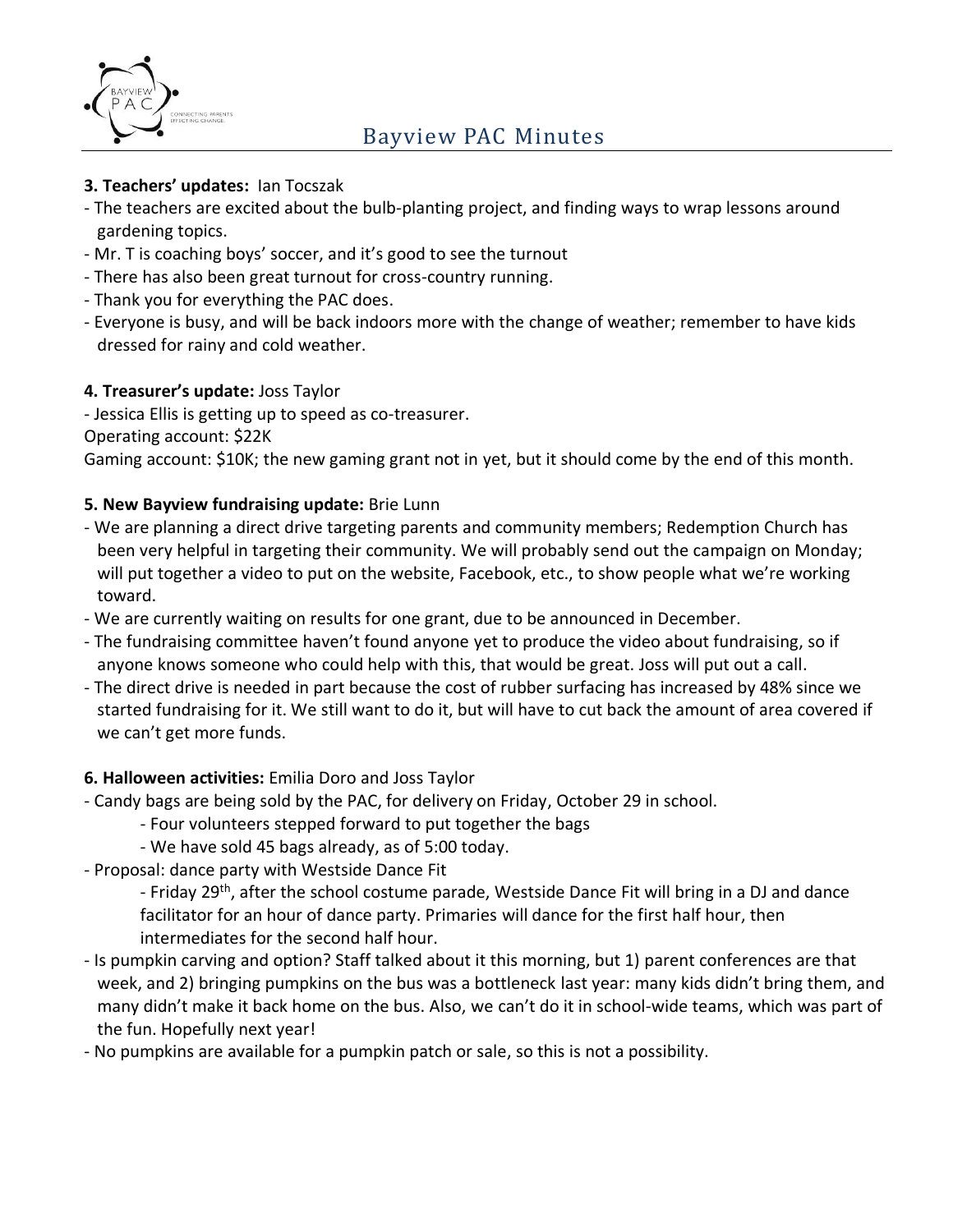# Bayview PAC Minutes

**3. Teachers' updates:** Ian Tocszak

- The teachers are excited about the bulb-planting project, and finding ways to wrap lessons around gardening topics.
- Mr. T is coaching boys' soccer, and it's good to see the turnout
- There has also been great turnout for cross-country running.
- Thank you for everything the PAC does.
- Everyone is busy, and will be back indoors more with the change of weather; remember to have kids dressed for rainy and cold weather.

**4. Treasurer's update:** Joss Taylor

- Jessica Ellis is getting up to speed as co-treasurer.

Operating account: $22K

Gaming account: $10K; the new gaming grant not in yet, but it should come by the end of this month.

**5. New Bayview fundraising update:** Brie Lunn

- We are planning a direct drive targeting parents and community members; Redemption Church has been very helpful in targeting their community. We will probably send out the campaign on Monday; will put together a video to put on the website, Facebook, etc., to show people what we're working toward.
- We are currently waiting on results for one grant, due to be announced in December.
- The fundraising committee haven't found anyone yet to produce the video about fundraising, so if anyone knows someone who could help with this, that would be great. Joss will put out a call.
- The direct drive is needed in part because the cost of rubber surfacing has increased by 48% since we started fundraising for it. We still want to do it, but will have to cut back the amount of area covered if we can't get more funds.

**6. Halloween activities:** Emilia Doro and Joss Taylor

- Candy bags are being sold by the PAC, for delivery on Friday, October 29 in school.
    - Four volunteers stepped forward to put together the bags
    - We have sold 45 bags already, as of 5:00 today.
- Proposal: dance party with Westside Dance Fit
    - Friday 29th, after the school costume parade, Westside Dance Fit will bring in a DJ and dance facilitator for an hour of dance party. Primaries will dance for the first half hour, then intermediates for the second half hour.
- Is pumpkin carving and option? Staff talked about it this morning, but 1) parent conferences are that week, and 2) bringing pumpkins on the bus was a bottleneck last year: many kids didn't bring them, and many didn't make it back home on the bus. Also, we can't do it in school-wide teams, which was part of the fun. Hopefully next year!
- No pumpkins are available for a pumpkin patch or sale, so this is not a possibility.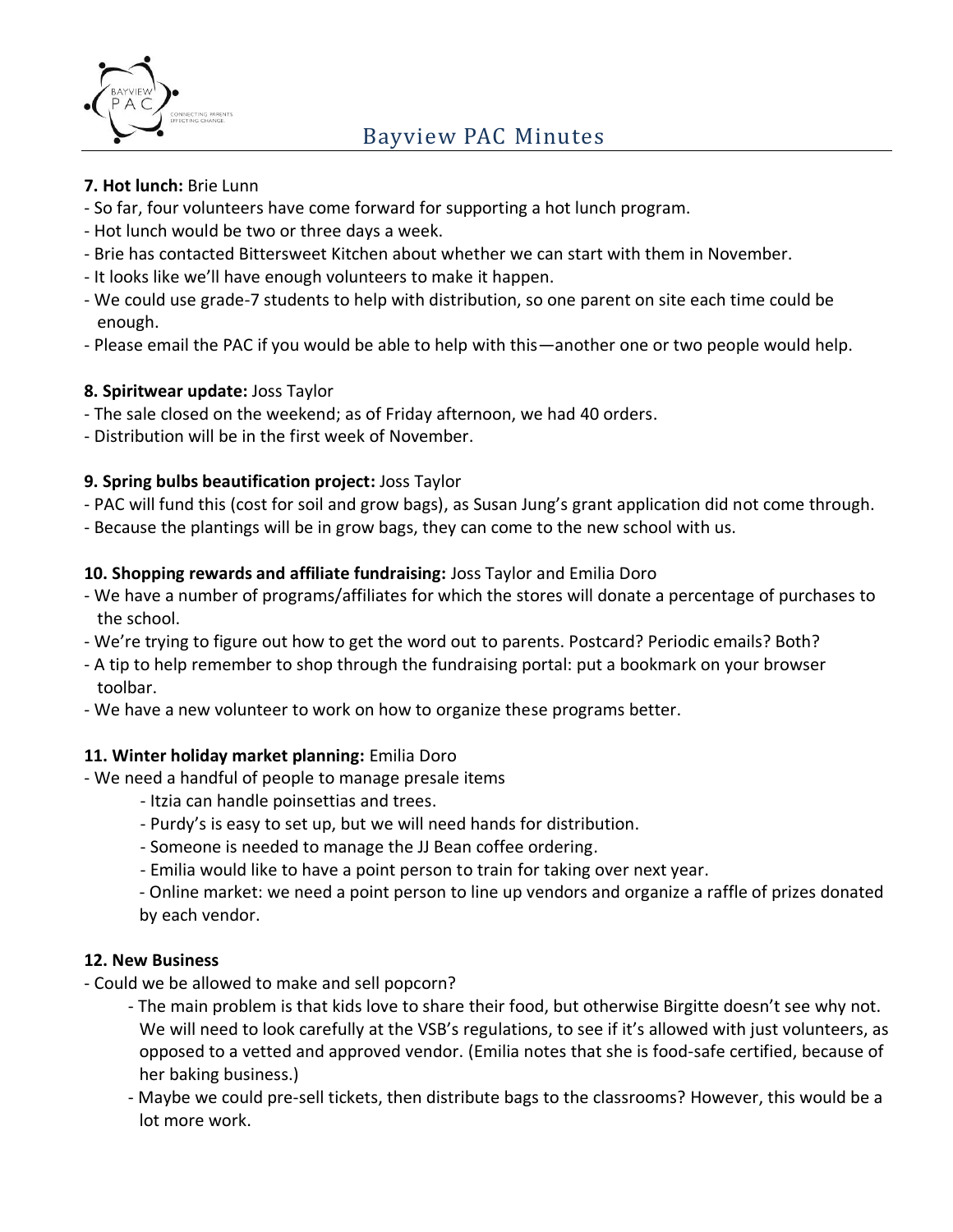**7. Hot lunch:** Brie Lunn

- So far, four volunteers have come forward for supporting a hot lunch program.
- Hot lunch would be two or three days a week.
- Brie has contacted Bittersweet Kitchen about whether we can start with them in November.
- It looks like we'll have enough volunteers to make it happen.
- We could use grade-7 students to help with distribution, so one parent on site each time could be enough.
- Please email the PAC if you would be able to help with this—another one or two people would help.

**8. Spiritwear update:** Joss Taylor

- The sale closed on the weekend; as of Friday afternoon, we had 40 orders.
- Distribution will be in the first week of November.

**9. Spring bulbs beautification project:** Joss Taylor

- PAC will fund this (cost for soil and grow bags), as Susan Jung's grant application did not come through.
- Because the plantings will be in grow bags, they can come to the new school with us.

**10. Shopping rewards and affiliate fundraising:** Joss Taylor and Emilia Doro

- We have a number of programs/affiliates for which the stores will donate a percentage of purchases to the school.
- We're trying to figure out how to get the word out to parents. Postcard? Periodic emails? Both?
- A tip to help remember to shop through the fundraising portal: put a bookmark on your browser toolbar.
- We have a new volunteer to work on how to organize these programs better.

**11. Winter holiday market planning:** Emilia Doro

- We need a handful of people to manage presale items
  - Itzia can handle poinsettias and trees.
  - Purdy's is easy to set up, but we will need hands for distribution.
  - Someone is needed to manage the JJ Bean coffee ordering.
  - Emilia would like to have a point person to train for taking over next year.
  - Online market: we need a point person to line up vendors and organize a raffle of prizes donated by each vendor.

**12. New Business**

- Could we be allowed to make and sell popcorn?
  - The main problem is that kids love to share their food, but otherwise Birgitte doesn't see why not. We will need to look carefully at the VSB's regulations, to see if it's allowed with just volunteers, as opposed to a vetted and approved vendor. (Emilia notes that she is food-safe certified, because of her baking business.)
  - Maybe we could pre-sell tickets, then distribute bags to the classrooms? However, this would be a lot more work.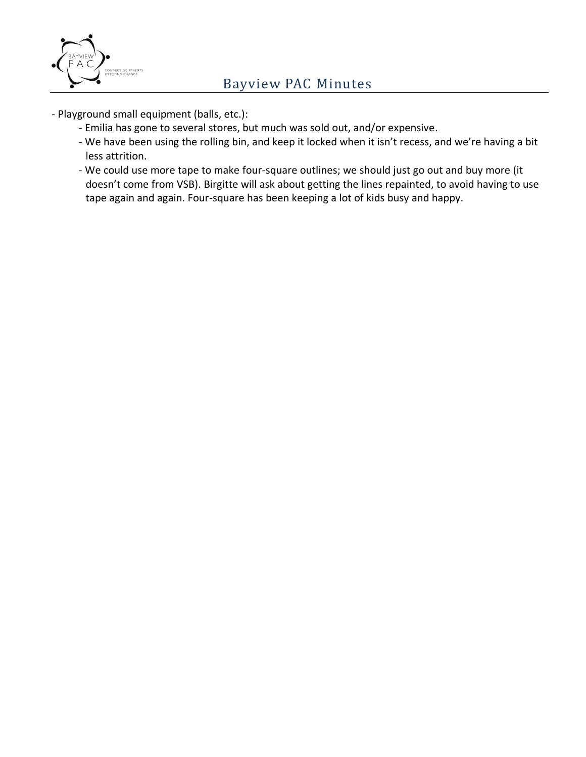- Playground small equipment (balls, etc.):
  - Emilia has gone to several stores, but much was sold out, and/or expensive.
  - We have been using the rolling bin, and keep it locked when it isn't recess, and we're having a bit less attrition.
  - We could use more tape to make four-square outlines; we should just go out and buy more (it doesn't come from VSB). Birgitte will ask about getting the lines repainted, to avoid having to use tape again and again. Four-square has been keeping a lot of kids busy and happy.